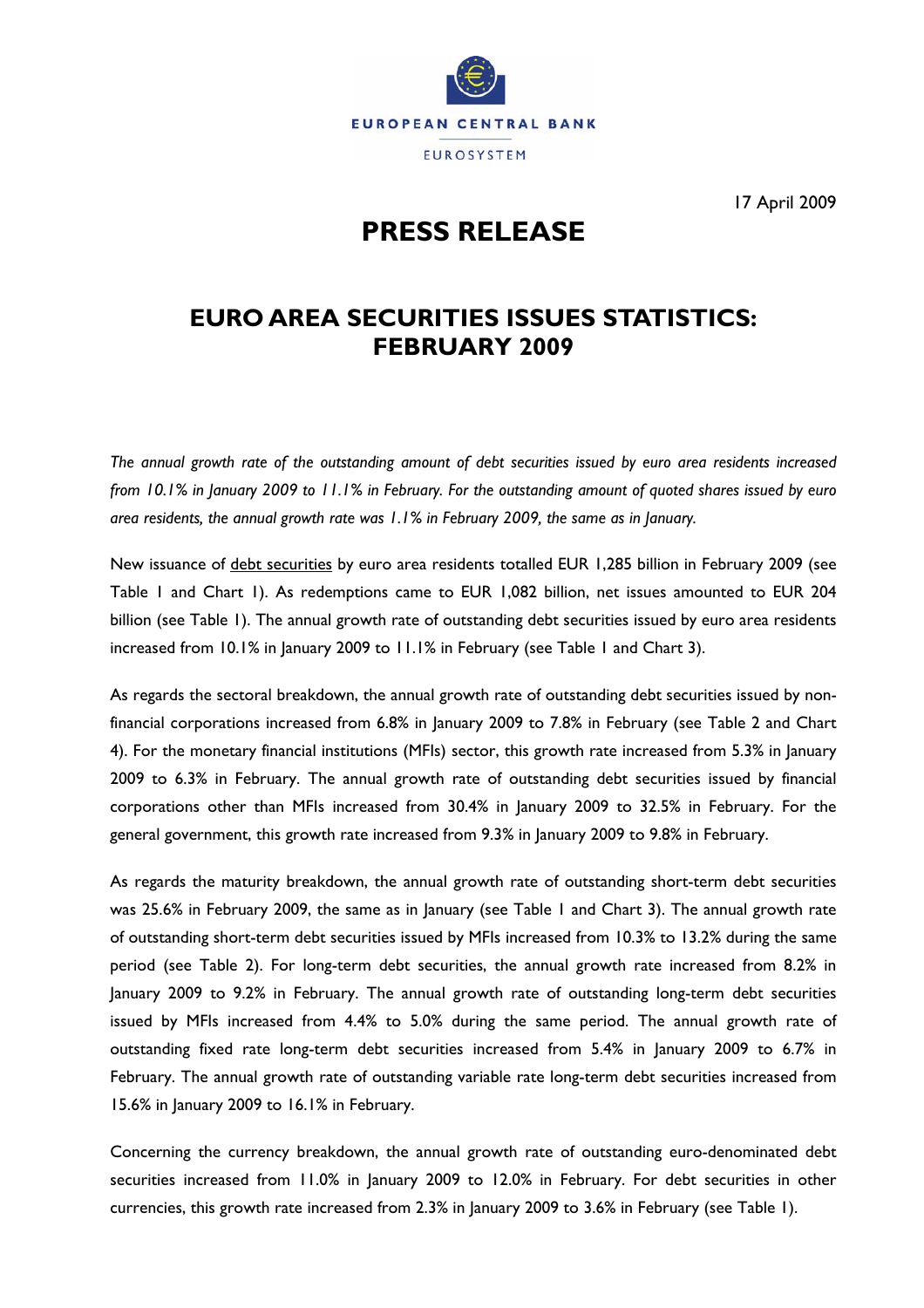EUROPEAN CENTRAL BANK

EUROSYSTEM

17 April 2009

# PRESS RELEASE

## EURO AREA SECURITIES ISSUES STATISTICS: FEBRUARY 2009

*The annual growth rate of the outstanding amount of debt securities issued by euro area residents increased from 10.1% in January 2009 to 11.1% in February. For the outstanding amount of quoted shares issued by euro area residents, the annual growth rate was 1.1% in February 2009, the same as in January.*

New issuance of debt securities by euro area residents totalled EUR 1,285 billion in February 2009 (see Table 1 and Chart 1). As redemptions came to EUR 1,082 billion, net issues amounted to EUR 204 billion (see Table 1). The annual growth rate of outstanding debt securities issued by euro area residents increased from 10.1% in January 2009 to 11.1% in February (see Table 1 and Chart 3).

As regards the sectoral breakdown, the annual growth rate of outstanding debt securities issued by non-financial corporations increased from 6.8% in January 2009 to 7.8% in February (see Table 2 and Chart 4). For the monetary financial institutions (MFIs) sector, this growth rate increased from 5.3% in January 2009 to 6.3% in February. The annual growth rate of outstanding debt securities issued by financial corporations other than MFIs increased from 30.4% in January 2009 to 32.5% in February. For the general government, this growth rate increased from 9.3% in January 2009 to 9.8% in February.

As regards the maturity breakdown, the annual growth rate of outstanding short-term debt securities was 25.6% in February 2009, the same as in January (see Table 1 and Chart 3). The annual growth rate of outstanding short-term debt securities issued by MFIs increased from 10.3% to 13.2% during the same period (see Table 2). For long-term debt securities, the annual growth rate increased from 8.2% in January 2009 to 9.2% in February. The annual growth rate of outstanding long-term debt securities issued by MFIs increased from 4.4% to 5.0% during the same period. The annual growth rate of outstanding fixed rate long-term debt securities increased from 5.4% in January 2009 to 6.7% in February. The annual growth rate of outstanding variable rate long-term debt securities increased from 15.6% in January 2009 to 16.1% in February.

Concerning the currency breakdown, the annual growth rate of outstanding euro-denominated debt securities increased from 11.0% in January 2009 to 12.0% in February. For debt securities in other currencies, this growth rate increased from 2.3% in January 2009 to 3.6% in February (see Table 1).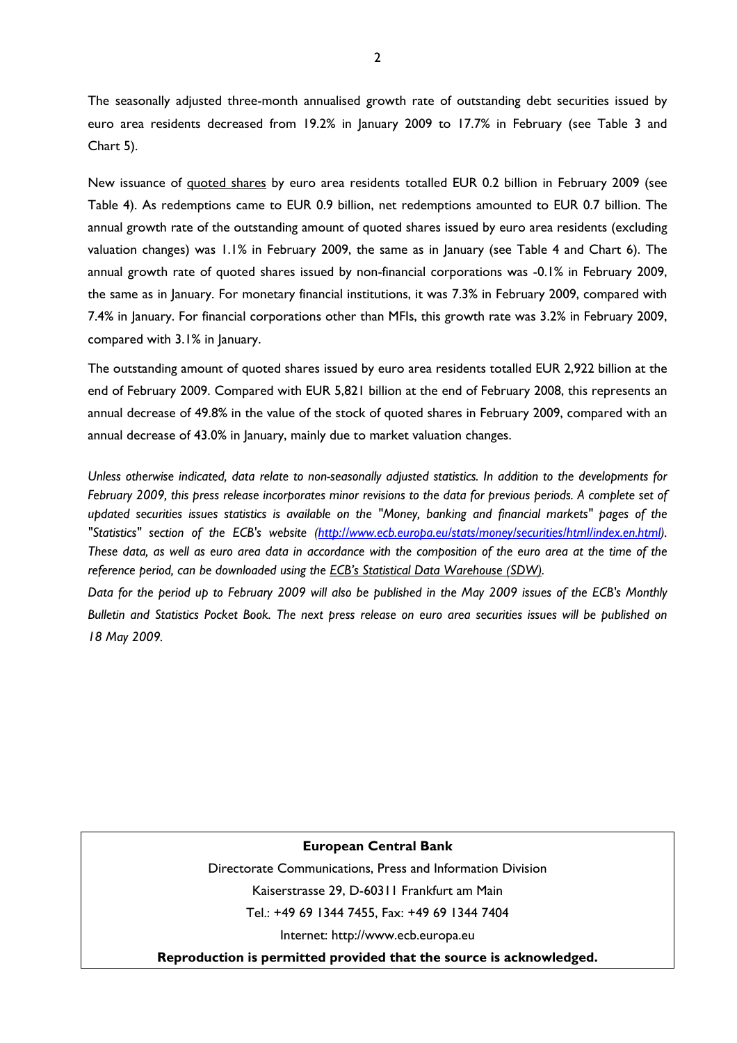The seasonally adjusted three-month annualised growth rate of outstanding debt securities issued by euro area residents decreased from 19.2% in January 2009 to 17.7% in February (see Table 3 and Chart 5).

New issuance of quoted shares by euro area residents totalled EUR 0.2 billion in February 2009 (see Table 4). As redemptions came to EUR 0.9 billion, net redemptions amounted to EUR 0.7 billion. The annual growth rate of the outstanding amount of quoted shares issued by euro area residents (excluding valuation changes) was 1.1% in February 2009, the same as in January (see Table 4 and Chart 6). The annual growth rate of quoted shares issued by non-financial corporations was -0.1% in February 2009, the same as in January. For monetary financial institutions, it was 7.3% in February 2009, compared with 7.4% in January. For financial corporations other than MFIs, this growth rate was 3.2% in February 2009, compared with 3.1% in January.

The outstanding amount of quoted shares issued by euro area residents totalled EUR 2,922 billion at the end of February 2009. Compared with EUR 5,821 billion at the end of February 2008, this represents an annual decrease of 49.8% in the value of the stock of quoted shares in February 2009, compared with an annual decrease of 43.0% in January, mainly due to market valuation changes.

*Unless otherwise indicated, data relate to non-seasonally adjusted statistics. In addition to the developments for February 2009, this press release incorporates minor revisions to the data for previous periods. A complete set of updated securities issues statistics is available on the "Money, banking and financial markets" pages of the "Statistics" section of the ECB's website (http://www.ecb.europa.eu/stats/money/securities/html/index.en.html). These data, as well as euro area data in accordance with the composition of the euro area at the time of the reference period, can be downloaded using the ECB's Statistical Data Warehouse (SDW).*

*Data for the period up to February 2009 will also be published in the May 2009 issues of the ECB's Monthly Bulletin and Statistics Pocket Book. The next press release on euro area securities issues will be published on 18 May 2009.*

**European Central Bank**

Directorate Communications, Press and Information Division

Kaiserstrasse 29, D-60311 Frankfurt am Main

Tel.: +49 69 1344 7455, Fax: +49 69 1344 7404

Internet: http://www.ecb.europa.eu

**Reproduction is permitted provided that the source is acknowledged.**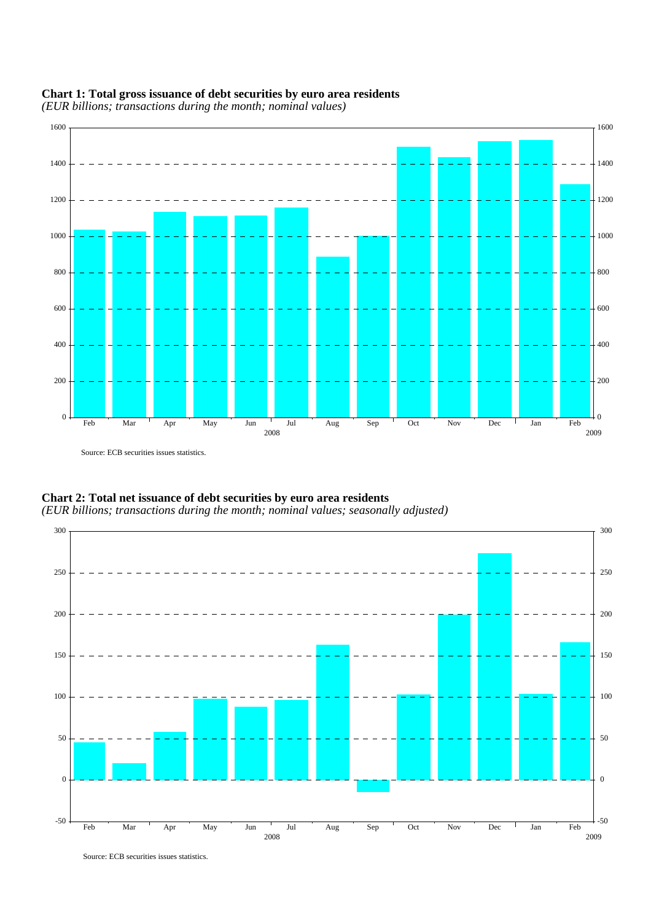**Chart 1: Total gross issuance of debt securities by euro area residents**
*(EUR billions; transactions during the month; nominal values)*

Source: ECB securities issues statistics.

**Chart 2: Total net issuance of debt securities by euro area residents**
*(EUR billions; transactions during the month; nominal values; seasonally adjusted)*

Source: ECB securities issues statistics.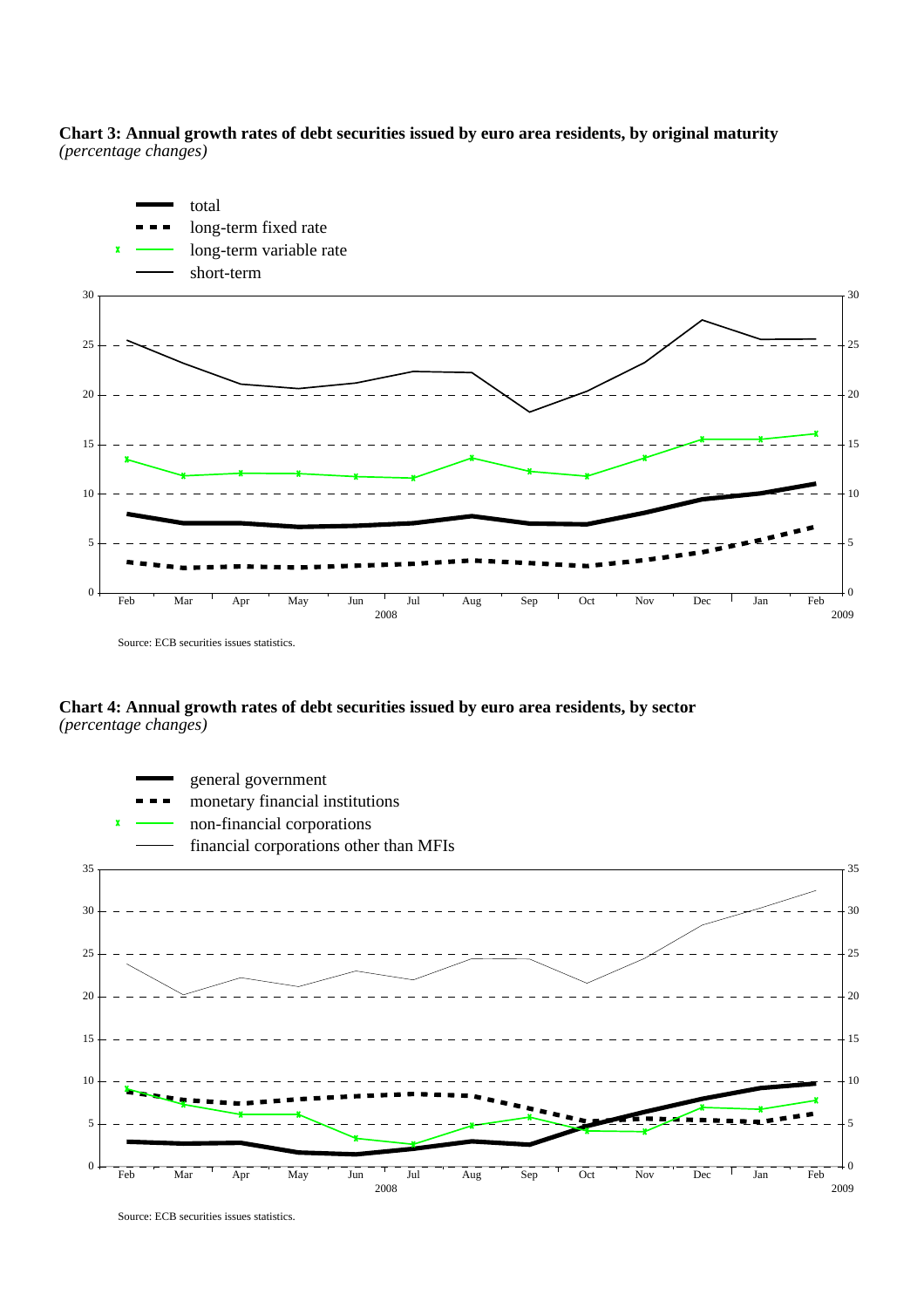**Chart 3: Annual growth rates of debt securities issued by euro area residents, by original maturity**
*(percentage changes)*

Source: ECB securities issues statistics.

**Chart 4: Annual growth rates of debt securities issued by euro area residents, by sector**
*(percentage changes)*

Source: ECB securities issues statistics.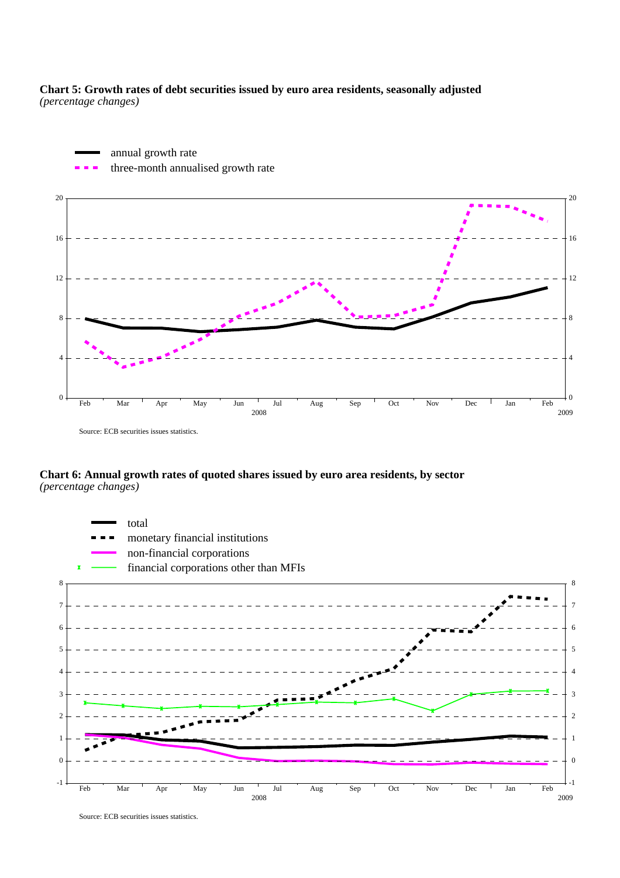**Chart 5: Growth rates of debt securities issued by euro area residents, seasonally adjusted**
*(percentage changes)*

Source: ECB securities issues statistics.

**Chart 6: Annual growth rates of quoted shares issued by euro area residents, by sector**
*(percentage changes)*

Source: ECB securities issues statistics.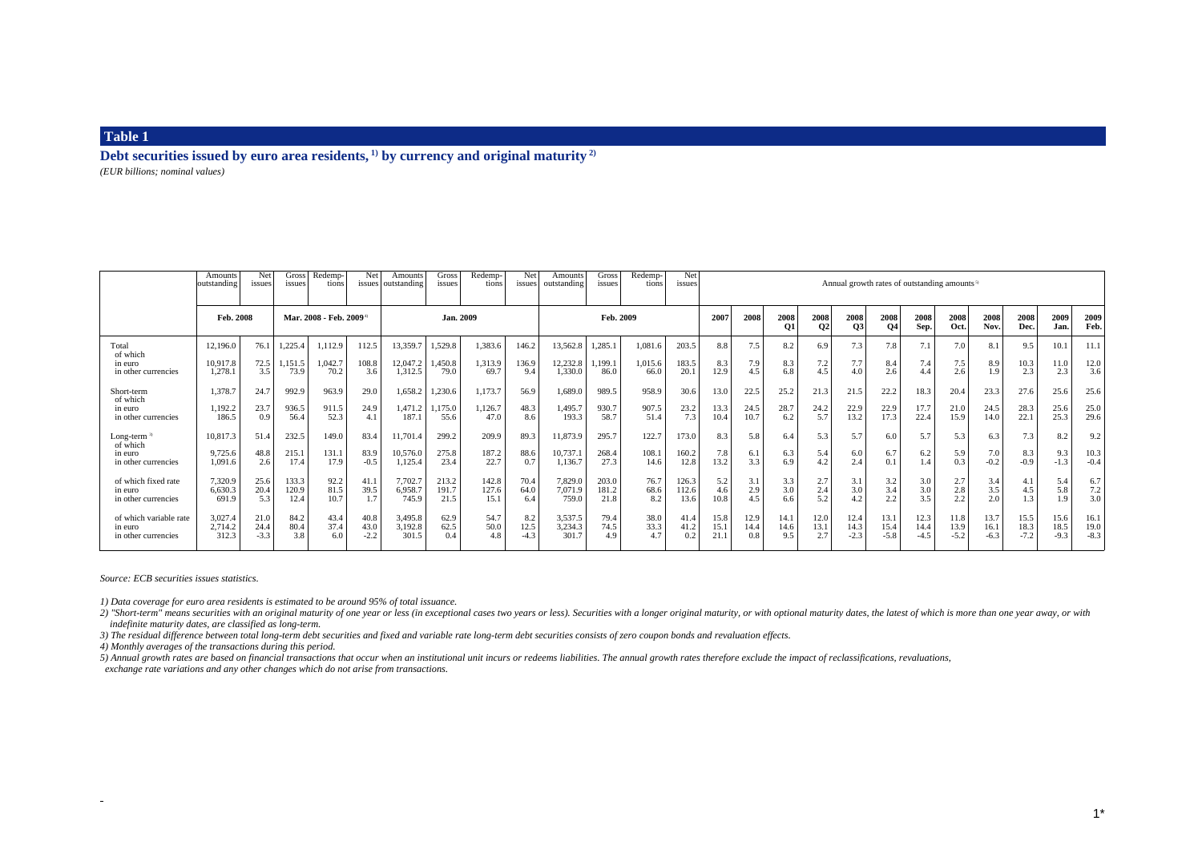## Table 1

**Debt securities issued by euro area residents, [1] by currency and original maturity [2]**

*(EUR billions; nominal values)*

| | Amounts outstanding | Net issues | Gross issues | Redemp-tions | Net issues | Amounts outstanding | Gross issues | Redemp-tions | Net issues | Amounts outstanding | Gross issues | Redemp-tions | Net issues | Annual growth rates of outstanding amounts [5] | | | | | | | | | | | | |
|---|---|---|---|---|---|---|---|---|---|---|---|---|---|---|---|---|---|---|---|---|---|---|---|---|---|---|
| | Feb. 2008 | | Mar. 2008 - Feb. 2009 [4] | | | Jan. 2009 | | | | Feb. 2009 | | | | 2007 | 2008 | 2008 Q1 | 2008 Q2 | 2008 Q3 | 2008 Q4 | 2008 Sep. | 2008 Oct. | 2008 Nov. | 2008 Dec. | 2009 Jan. | 2009 Feb. |
| Total | 12,196.0 | 76.1 | 1,225.4 | 1,112.9 | 112.5 | 13,359.7 | 1,529.8 | 1,383.6 | 146.2 | 13,562.8 | 1,285.1 | 1,081.6 | 203.5 | 8.8 | 7.5 | 8.2 | 6.9 | 7.3 | 7.8 | 7.1 | 7.0 | 8.1 | 9.5 | 10.1 | 11.1 |
| of which | | | | | | | | | | | | | | | | | | | | | | | | | |
| in euro | 10,917.8 | 72.5 | 1,151.5 | 1,042.7 | 108.8 | 12,047.2 | 1,450.8 | 1,313.9 | 136.9 | 12,232.8 | 1,199.1 | 1,015.6 | 183.5 | 8.3 | 7.9 | 8.3 | 7.2 | 7.7 | 8.4 | 7.4 | 7.5 | 8.9 | 10.3 | 11.0 | 12.0 |
| in other currencies | 1,278.1 | 3.5 | 73.9 | 70.2 | 3.6 | 1,312.5 | 79.0 | 69.7 | 9.4 | 1,330.0 | 86.0 | 66.0 | 20.1 | 12.9 | 4.5 | 6.8 | 4.5 | 4.0 | 2.6 | 4.4 | 2.6 | 1.9 | 2.3 | 2.3 | 3.6 |
| Short-term | 1,378.7 | 24.7 | 992.9 | 963.9 | 29.0 | 1,658.2 | 1,230.6 | 1,173.7 | 56.9 | 1,689.0 | 989.5 | 958.9 | 30.6 | 13.0 | 22.5 | 25.2 | 21.3 | 21.5 | 22.2 | 18.3 | 20.4 | 23.3 | 27.6 | 25.6 | 25.6 |
| of which | | | | | | | | | | | | | | | | | | | | | | | | | |
| in euro | 1,192.2 | 23.7 | 936.5 | 911.5 | 24.9 | 1,471.2 | 1,175.0 | 1,126.7 | 48.3 | 1,495.7 | 930.7 | 907.5 | 23.2 | 13.3 | 24.5 | 28.7 | 24.2 | 22.9 | 22.9 | 17.7 | 21.0 | 24.5 | 28.3 | 25.6 | 25.0 |
| in other currencies | 186.5 | 0.9 | 56.4 | 52.3 | 4.1 | 187.1 | 55.6 | 47.0 | 8.6 | 193.3 | 58.7 | 51.4 | 7.3 | 10.4 | 10.7 | 6.2 | 5.7 | 13.2 | 17.3 | 22.4 | 15.9 | 14.0 | 22.1 | 25.3 | 29.6 |
| Long-term [3] | 10,817.3 | 51.4 | 232.5 | 149.0 | 83.4 | 11,701.4 | 299.2 | 209.9 | 89.3 | 11,873.9 | 295.7 | 122.7 | 173.0 | 8.3 | 5.8 | 6.4 | 5.3 | 5.7 | 6.0 | 5.7 | 5.3 | 6.3 | 7.3 | 8.2 | 9.2 |
| of which | | | | | | | | | | | | | | | | | | | | | | | | | |
| in euro | 9,725.6 | 48.8 | 215.1 | 131.1 | 83.9 | 10,576.0 | 275.8 | 187.2 | 88.6 | 10,737.1 | 268.4 | 108.1 | 160.2 | 7.8 | 6.1 | 6.3 | 5.4 | 6.0 | 6.7 | 6.2 | 5.9 | 7.0 | 8.3 | 9.3 | 10.3 |
| in other currencies | 1,091.6 | 2.6 | 17.4 | 17.9 | -0.5 | 1,125.4 | 23.4 | 22.7 | 0.7 | 1,136.7 | 27.3 | 14.6 | 12.8 | 13.2 | 3.3 | 6.9 | 4.2 | 2.4 | 0.1 | 1.4 | 0.3 | -0.2 | -0.9 | -1.3 | -0.4 |
| of which fixed rate | 7,320.9 | 25.6 | 133.3 | 92.2 | 41.1 | 7,702.7 | 213.2 | 142.8 | 70.4 | 7,829.0 | 203.0 | 76.7 | 126.3 | 5.2 | 3.1 | 3.3 | 2.7 | 3.1 | 3.2 | 3.0 | 2.7 | 3.4 | 4.1 | 5.4 | 6.7 |
| in euro | 6,630.3 | 20.4 | 120.9 | 81.5 | 39.5 | 6,958.7 | 191.7 | 127.6 | 64.0 | 7,071.9 | 181.2 | 68.6 | 112.6 | 4.6 | 2.9 | 3.0 | 2.4 | 3.0 | 3.4 | 3.0 | 2.8 | 3.5 | 4.5 | 5.8 | 7.2 |
| in other currencies | 691.9 | 5.3 | 12.4 | 10.7 | 1.7 | 745.9 | 21.5 | 15.1 | 6.4 | 759.0 | 21.8 | 8.2 | 13.6 | 10.8 | 4.5 | 6.6 | 5.2 | 4.2 | 2.2 | 3.5 | 2.2 | 2.0 | 1.3 | 1.9 | 3.0 |
| of which variable rate | 3,027.4 | 21.0 | 84.2 | 43.4 | 40.8 | 3,495.8 | 62.9 | 54.7 | 8.2 | 3,537.5 | 79.4 | 38.0 | 41.4 | 15.8 | 14.1 | 14.1 | 12.0 | 12.4 | 13.1 | 12.3 | 11.8 | 13.7 | 15.5 | 15.6 | 16.1 |
| in euro | 2,714.2 | 24.4 | 80.4 | 37.4 | 43.0 | 3,192.8 | 62.5 | 50.0 | 12.5 | 3,234.3 | 74.5 | 33.3 | 41.2 | 15.1 | 14.4 | 14.6 | 13.1 | 14.3 | 15.4 | 14.4 | 13.9 | 16.1 | 18.3 | 18.5 | 19.0 |
| in other currencies | 312.3 | -3.3 | 3.8 | 6.0 | -2.2 | 301.5 | 0.4 | 4.8 | -4.3 | 301.7 | 4.9 | 4.7 | 0.2 | 21.1 | 0.8 | 9.5 | 2.7 | -2.3 | -5.8 | -4.5 | -5.2 | -6.3 | -7.2 | -9.3 | -8.3 |

*Source: ECB securities issues statistics.*

*1) Data coverage for euro area residents is estimated to be around 95% of total issuance.*

*2) "Short-term" means securities with an original maturity of one year or less (in exceptional cases two years or less). Securities with a longer original maturity, or with optional maturity dates, the latest of which is more than one year away, or with indefinite maturity dates, are classified as long-term.*

*3) The residual difference between total long-term debt securities and fixed and variable rate long-term debt securities consists of zero coupon bonds and revaluation effects.*

*4) Monthly averages of the transactions during this period.*

*5) Annual growth rates are based on financial transactions that occur when an institutional unit incurs or redeems liabilities. The annual growth rates therefore exclude the impact of reclassifications, revaluations, exchange rate variations and any other changes which do not arise from transactions.*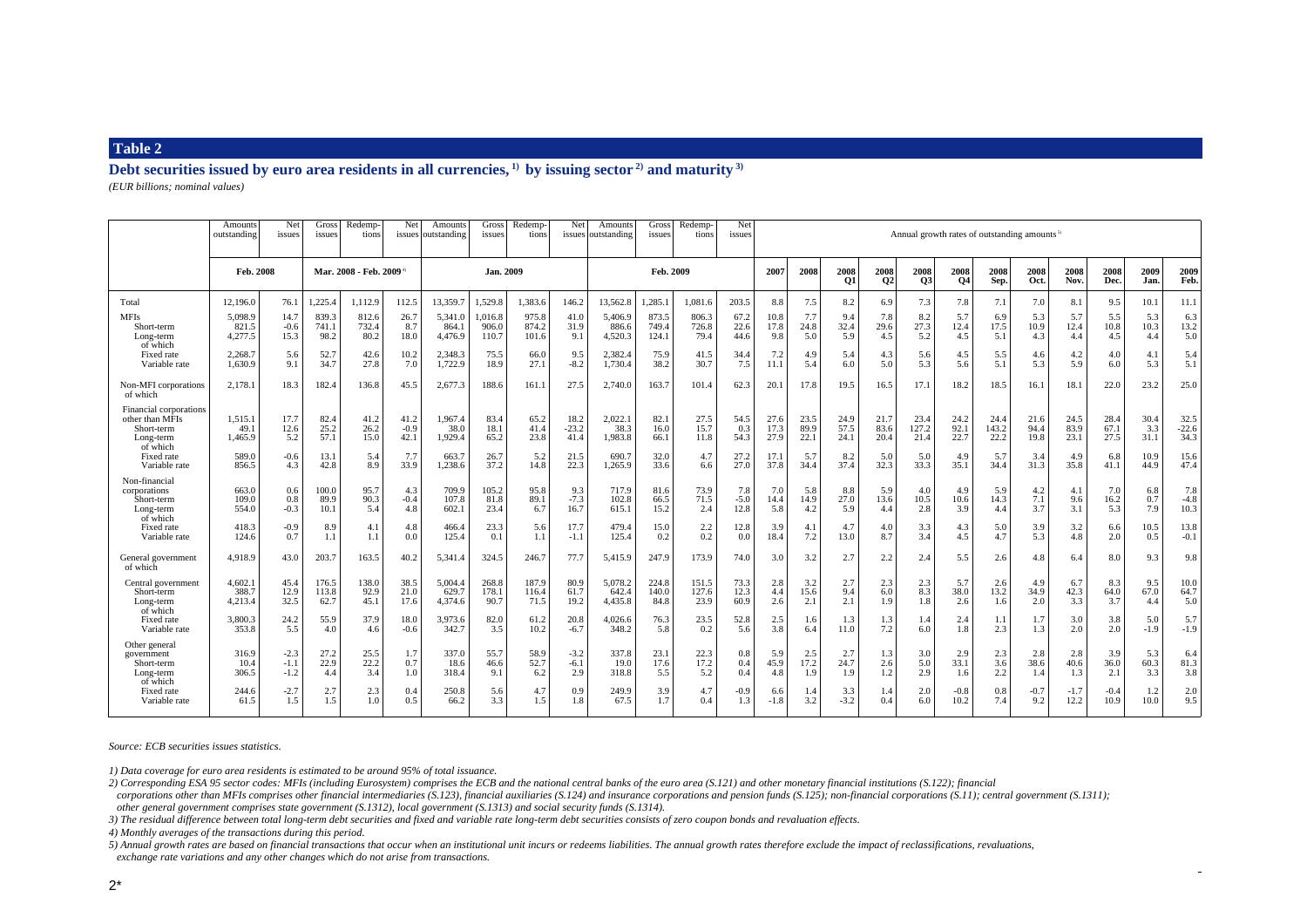## Table 2

### Debt securities issued by euro area residents in all currencies, [1] by issuing sector [2] and maturity [3]

*(EUR billions; nominal values)*

| | Amounts outstanding | Net issues | Gross issues | Redemp-tions | Net issues | Amounts outstanding | Gross issues | Redemp-tions | Net issues | Amounts outstanding | Gross issues | Redemp-tions | Net issues | Annual growth rates of outstanding amounts [5] | | | | | | | | | | | | |
|---|---|---|---|---|---|---|---|---|---|---|---|---|---|---|---|---|---|---|---|---|---|---|---|---|---|---|
| | Feb. 2008 | | Mar. 2008 - Feb. 2009 [4] | | | Jan. 2009 | | | | Feb. 2009 | | | | 2007 | 2008 | 2008 Q1 | 2008 Q2 | 2008 Q3 | 2008 Q4 | 2008 Sep. | 2008 Oct. | 2008 Nov. | 2008 Dec. | 2009 Jan. | 2009 Feb. |
| Total | 12,196.0 | 76.1 | 1,225.4 | 1,112.9 | 112.5 | 13,359.7 | 1,529.8 | 1,383.6 | 146.2 | 13,562.8 | 1,285.1 | 1,081.6 | 203.5 | 8.8 | 7.5 | 8.2 | 6.9 | 7.3 | 7.8 | 7.1 | 7.0 | 8.1 | 9.5 | 10.1 | 11.1 |
| MFIs | 5,098.9 | 14.7 | 839.3 | 812.6 | 26.7 | 5,341.0 | 1,016.8 | 975.8 | 41.0 | 5,406.9 | 873.5 | 806.3 | 67.2 | 10.8 | 7.7 | 9.4 | 7.8 | 8.2 | 5.7 | 6.9 | 5.3 | 5.7 | 5.5 | 5.3 | 6.3 |
| Short-term | 821.5 | -0.6 | 741.1 | 732.4 | 8.7 | 864.1 | 906.0 | 874.2 | 31.9 | 886.6 | 749.4 | 726.8 | 22.6 | 17.8 | 24.8 | 32.4 | 29.6 | 27.3 | 12.4 | 17.5 | 10.9 | 12.4 | 10.8 | 10.3 | 13.2 |
| Long-term | 4,277.5 | 15.3 | 98.2 | 80.2 | 18.0 | 4,476.9 | 110.7 | 101.6 | 9.1 | 4,520.3 | 124.1 | 79.4 | 44.6 | 9.8 | 5.0 | 5.9 | 4.5 | 5.2 | 4.5 | 5.1 | 4.3 | 4.4 | 4.5 | 4.4 | 5.0 |
| of which | | | | | | | | | | | | | | | | | | | | | | | | | |
| Fixed rate | 2,268.7 | 5.6 | 52.7 | 42.6 | 10.2 | 2,348.3 | 75.5 | 66.0 | 9.5 | 2,382.4 | 75.9 | 41.5 | 34.4 | 7.2 | 4.9 | 5.4 | 4.3 | 5.6 | 4.5 | 5.5 | 4.6 | 4.2 | 4.0 | 4.1 | 5.4 |
| Variable rate | 1,630.9 | 9.1 | 34.7 | 27.8 | 7.0 | 1,722.9 | 18.9 | 27.1 | -8.2 | 1,730.4 | 38.2 | 30.7 | 7.5 | 11.1 | 5.4 | 6.0 | 5.0 | 5.3 | 5.6 | 5.1 | 5.3 | 5.9 | 6.0 | 5.3 | 5.1 |
| Non-MFI corporations | 2,178.1 | 18.3 | 182.4 | 136.8 | 45.5 | 2,677.3 | 188.6 | 161.1 | 27.5 | 2,740.0 | 163.7 | 101.4 | 62.3 | 20.1 | 17.8 | 19.5 | 16.5 | 17.1 | 18.2 | 18.5 | 16.1 | 18.1 | 22.0 | 23.2 | 25.0 |
| of which | | | | | | | | | | | | | | | | | | | | | | | | | |
| Financial corporations other than MFIs | 1,515.1 | 17.7 | 82.4 | 41.2 | 41.2 | 1,967.4 | 83.4 | 65.2 | 18.2 | 2,022.1 | 82.1 | 27.5 | 54.5 | 27.6 | 23.5 | 24.9 | 21.7 | 23.4 | 24.2 | 24.4 | 21.6 | 24.5 | 28.4 | 30.4 | 32.5 |
| Short-term | 49.1 | 12.6 | 25.2 | 26.2 | -0.9 | 38.0 | 18.1 | 41.4 | -23.2 | 38.3 | 16.0 | 15.7 | 0.3 | 17.3 | 89.9 | 57.5 | 83.6 | 127.2 | 92.1 | 143.2 | 94.4 | 83.9 | 67.1 | 3.3 | -22.6 |
| Long-term | 1,465.9 | 5.2 | 57.1 | 15.0 | 42.1 | 1,929.4 | 65.2 | 23.8 | 41.4 | 1,983.8 | 66.1 | 11.8 | 54.3 | 27.9 | 22.1 | 24.1 | 20.4 | 21.4 | 22.7 | 22.2 | 19.8 | 23.1 | 27.5 | 31.1 | 34.3 |
| of which | | | | | | | | | | | | | | | | | | | | | | | | | |
| Fixed rate | 589.0 | -0.6 | 13.1 | 5.4 | 7.7 | 663.7 | 26.7 | 5.2 | 21.5 | 690.7 | 32.0 | 4.7 | 27.2 | 17.1 | 5.7 | 8.2 | 5.0 | 5.0 | 4.9 | 5.7 | 3.4 | 4.9 | 6.8 | 10.9 | 15.6 |
| Variable rate | 856.5 | 4.3 | 42.8 | 8.9 | 33.9 | 1,238.6 | 37.2 | 14.8 | 22.3 | 1,265.9 | 33.6 | 6.6 | 27.0 | 37.8 | 34.4 | 37.4 | 32.3 | 33.3 | 35.1 | 34.4 | 31.3 | 35.8 | 41.1 | 44.9 | 47.4 |
| Non-financial corporations | 663.0 | 0.6 | 100.0 | 95.7 | 4.3 | 709.9 | 105.2 | 95.8 | 9.3 | 717.9 | 81.6 | 73.9 | 7.8 | 7.0 | 5.8 | 8.8 | 5.9 | 4.0 | 4.9 | 5.9 | 4.2 | 4.1 | 7.0 | 6.8 | 7.8 |
| Short-term | 109.0 | 0.8 | 89.9 | 90.3 | -0.4 | 107.8 | 81.8 | 89.1 | -7.3 | 102.8 | 66.5 | 71.5 | -5.0 | 14.4 | 14.9 | 27.0 | 13.6 | 10.5 | 10.6 | 14.3 | 7.1 | 9.6 | 16.2 | 0.7 | -4.8 |
| Long-term | 554.0 | -0.3 | 10.1 | 5.4 | 4.8 | 602.1 | 23.4 | 6.7 | 16.7 | 615.1 | 15.2 | 2.4 | 12.8 | 5.8 | 4.2 | 5.9 | 4.4 | 2.8 | 3.9 | 4.4 | 3.7 | 3.1 | 5.3 | 7.9 | 10.3 |
| of which | | | | | | | | | | | | | | | | | | | | | | | | | |
| Fixed rate | 418.3 | -0.9 | 8.9 | 4.1 | 4.8 | 466.4 | 23.3 | 5.6 | 17.7 | 479.4 | 15.0 | 2.2 | 12.8 | 3.9 | 4.1 | 4.7 | 4.0 | 3.3 | 4.3 | 5.0 | 3.9 | 3.2 | 6.6 | 10.5 | 13.8 |
| Variable rate | 124.6 | 0.7 | 1.1 | 1.1 | 0.0 | 125.4 | 0.1 | 1.1 | -1.1 | 125.4 | 0.2 | 0.2 | 0.0 | 18.4 | 7.2 | 13.0 | 8.7 | 3.4 | 4.5 | 4.7 | 5.3 | 4.8 | 2.0 | 0.5 | -0.1 |
| General government | 4,918.9 | 43.0 | 203.7 | 163.5 | 40.2 | 5,341.4 | 324.5 | 246.7 | 77.7 | 5,415.9 | 247.9 | 173.9 | 74.0 | 3.0 | 3.2 | 2.7 | 2.2 | 2.4 | 5.5 | 2.6 | 4.8 | 6.4 | 8.0 | 9.3 | 9.8 |
| of which | | | | | | | | | | | | | | | | | | | | | | | | | |
| Central government | 4,602.1 | 45.4 | 176.5 | 138.0 | 38.5 | 5,004.4 | 268.8 | 187.9 | 80.9 | 5,078.2 | 224.8 | 151.5 | 73.3 | 2.8 | 3.2 | 2.7 | 2.3 | 2.3 | 5.7 | 2.6 | 4.9 | 6.7 | 8.3 | 9.5 | 10.0 |
| Short-term | 388.7 | 12.9 | 113.8 | 92.9 | 21.0 | 629.7 | 178.1 | 116.4 | 61.7 | 642.4 | 140.0 | 127.6 | 12.3 | 4.4 | 15.6 | 9.4 | 6.0 | 8.3 | 38.0 | 13.2 | 34.9 | 42.3 | 64.0 | 67.0 | 64.7 |
| Long-term | 4,213.4 | 32.5 | 62.7 | 45.1 | 17.6 | 4,374.6 | 90.7 | 71.5 | 19.2 | 4,435.8 | 84.8 | 23.9 | 60.9 | 2.6 | 2.1 | 2.1 | 1.9 | 1.8 | 2.6 | 1.6 | 2.0 | 3.3 | 3.7 | 4.4 | 5.0 |
| of which | | | | | | | | | | | | | | | | | | | | | | | | | |
| Fixed rate | 3,800.3 | 24.2 | 55.9 | 37.9 | 18.0 | 3,973.6 | 82.0 | 61.2 | 20.8 | 4,026.6 | 76.3 | 23.5 | 52.8 | 2.5 | 1.6 | 1.3 | 1.3 | 1.4 | 2.4 | 1.1 | 1.7 | 3.0 | 3.8 | 5.0 | 5.7 |
| Variable rate | 353.8 | 5.5 | 4.0 | 4.6 | -0.6 | 342.7 | 3.5 | 10.2 | -6.7 | 348.2 | 5.8 | 0.2 | 5.6 | 3.8 | 6.4 | 11.0 | 7.2 | 6.0 | 1.8 | 2.3 | 1.3 | 2.0 | 2.0 | -1.9 | -1.9 |
| Other general government | 316.9 | -2.3 | 27.2 | 25.5 | 1.7 | 337.0 | 55.7 | 58.9 | -3.2 | 337.8 | 23.1 | 22.3 | 0.8 | 5.9 | 2.5 | 2.7 | 1.3 | 3.0 | 2.9 | 2.3 | 2.8 | 2.8 | 3.9 | 5.3 | 6.4 |
| Short-term | 10.4 | -1.1 | 22.9 | 22.2 | 0.7 | 18.6 | 46.6 | 52.7 | -6.1 | 19.0 | 17.6 | 17.2 | 0.4 | 45.9 | 17.2 | 24.7 | 2.6 | 5.0 | 33.1 | 3.6 | 38.6 | 40.6 | 36.0 | 60.3 | 81.3 |
| Long-term | 306.5 | -1.2 | 4.4 | 3.4 | 1.0 | 318.4 | 9.1 | 6.2 | 2.9 | 318.8 | 5.5 | 5.2 | 0.4 | 4.8 | 1.9 | 1.9 | 1.2 | 2.9 | 1.6 | 2.2 | 1.4 | 1.3 | 2.1 | 3.3 | 3.8 |
| of which | | | | | | | | | | | | | | | | | | | | | | | | | |
| Fixed rate | 244.6 | -2.7 | 2.7 | 2.3 | 0.4 | 250.8 | 5.6 | 4.7 | 0.9 | 249.9 | 3.9 | 4.7 | -0.9 | 6.6 | 1.4 | 3.3 | 1.4 | 2.0 | -0.8 | 0.8 | -0.7 | -1.7 | -0.4 | 1.2 | 2.0 |
| Variable rate | 61.5 | 1.5 | 1.5 | 1.0 | 0.5 | 66.2 | 3.3 | 1.5 | 1.8 | 67.5 | 1.7 | 0.4 | 1.3 | -1.8 | 3.2 | -3.2 | 0.4 | 6.0 | 10.2 | 7.4 | 9.2 | 12.2 | 10.9 | 10.0 | 9.5 |

*Source: ECB securities issues statistics.*

*1) Data coverage for euro area residents is estimated to be around 95% of total issuance.*

*2) Corresponding ESA 95 sector codes: MFIs (including Eurosystem) comprises the ECB and the national central banks of the euro area (S.121) and other monetary financial institutions (S.122); financial corporations other than MFIs comprises other financial intermediaries (S.123), financial auxiliaries (S.124) and insurance corporations and pension funds (S.125); non-financial corporations (S.11); central government (S.1311); other general government comprises state government (S.1312), local government (S.1313) and social security funds (S.1314).*

*3) The residual difference between total long-term debt securities and fixed and variable rate long-term debt securities consists of zero coupon bonds and revaluation effects.*

*4) Monthly averages of the transactions during this period.*

*5) Annual growth rates are based on financial transactions that occur when an institutional unit incurs or redeems liabilities. The annual growth rates therefore exclude the impact of reclassifications, revaluations, exchange rate variations and any other changes which do not arise from transactions.*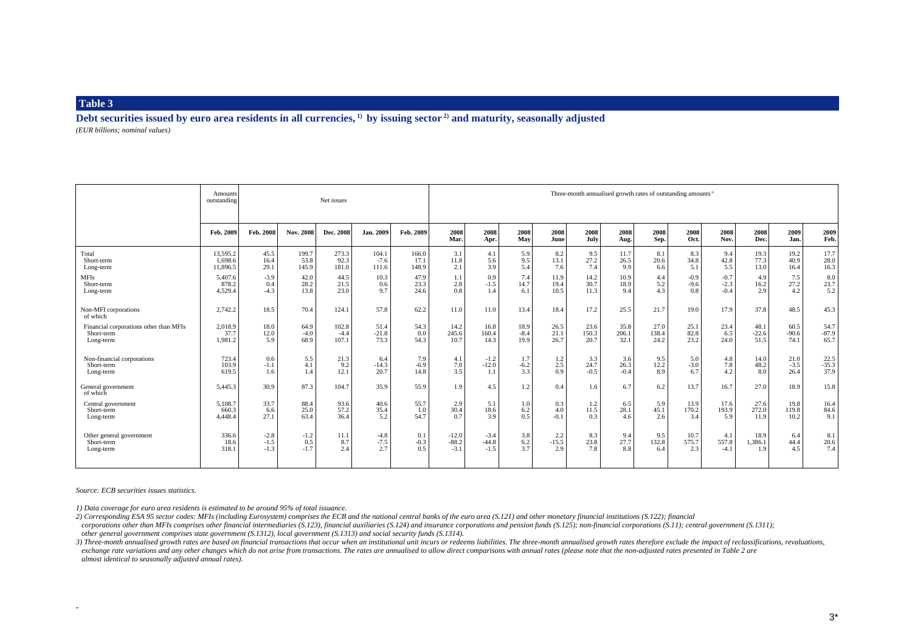## Table 3

**Debt securities issued by euro area residents in all currencies, [1] by issuing sector [2] and maturity, seasonally adjusted**

*(EUR billions; nominal values)*

| | Amounts outstanding | Net issues | | | | | Three-month annualised growth rates of outstanding amounts [3] | | | | | | | | | | | | |
|---|---|---|---|---|---|---|---|---|---|---|---|---|---|---|---|---|---|---|---|
| | **Feb. 2009** | **Feb. 2008** | **Nov. 2008** | **Dec. 2008** | **Jan. 2009** | **Feb. 2009** | **2008 Mar.** | **2008 Apr.** | **2008 May** | **2008 June** | **2008 July** | **2008 Aug.** | **2008 Sep.** | **2008 Oct.** | **2008 Nov.** | **2008 Dec.** | **2009 Jan.** | **2009 Feb.** |
| Total | 13,595.2 | 45.5 | 199.7 | 273.3 | 104.1 | 166.0 | 3.1 | 4.1 | 5.9 | 8.2 | 9.5 | 11.7 | 8.1 | 8.3 | 9.4 | 19.3 | 19.2 | 17.7 |
| Short-term | 1,698.6 | 16.4 | 53.8 | 92.3 | -7.6 | 17.1 | 11.8 | 5.6 | 9.5 | 13.1 | 27.2 | 26.5 | 20.6 | 34.8 | 42.8 | 77.3 | 40.9 | 28.0 |
| Long-term | 11,896.5 | 29.1 | 145.9 | 181.0 | 111.6 | 148.9 | 2.1 | 3.9 | 5.4 | 7.6 | 7.4 | 9.9 | 6.6 | 5.1 | 5.5 | 13.0 | 16.4 | 16.3 |
| MFIs | 5,407.6 | -3.9 | 42.0 | 44.5 | 10.3 | 47.9 | 1.1 | 0.9 | 7.4 | 11.9 | 14.2 | 10.9 | 4.4 | -0.9 | -0.7 | 4.9 | 7.5 | 8.0 |
| Short-term | 878.2 | 0.4 | 28.2 | 21.5 | 0.6 | 23.3 | 2.8 | -1.5 | 14.7 | 19.4 | 30.7 | 18.9 | 5.2 | -9.6 | -2.3 | 16.2 | 27.2 | 23.7 |
| Long-term | 4,529.4 | -4.3 | 13.8 | 23.0 | 9.7 | 24.6 | 0.8 | 1.4 | 6.1 | 10.5 | 11.3 | 9.4 | 4.3 | 0.8 | -0.4 | 2.9 | 4.2 | 5.2 |
| Non-MFI corporations of which | 2,742.2 | 18.5 | 70.4 | 124.1 | 57.8 | 62.2 | 11.0 | 11.0 | 13.4 | 18.4 | 17.2 | 25.5 | 21.7 | 19.0 | 17.9 | 37.8 | 48.5 | 45.3 |
| Financial corporations other than MFIs | 2,018.9 | 18.0 | 64.9 | 102.8 | 51.4 | 54.3 | 14.2 | 16.8 | 18.9 | 26.5 | 23.6 | 35.8 | 27.0 | 25.1 | 23.4 | 48.1 | 60.5 | 54.7 |
| Short-term | 37.7 | 12.0 | -4.0 | -4.4 | -21.8 | 0.0 | 245.6 | 160.4 | -8.4 | 21.1 | 150.3 | 206.1 | 138.4 | 82.8 | 6.5 | -22.6 | -90.6 | -87.9 |
| Long-term | 1,981.2 | 5.9 | 68.9 | 107.1 | 73.3 | 54.3 | 10.7 | 14.3 | 19.9 | 26.7 | 20.7 | 32.1 | 24.2 | 23.2 | 24.0 | 51.5 | 74.1 | 65.7 |
| Non-financial corporations | 723.4 | 0.6 | 5.5 | 21.3 | 6.4 | 7.9 | 4.1 | -1.2 | 1.7 | 1.2 | 3.3 | 3.6 | 9.5 | 5.0 | 4.8 | 14.0 | 21.0 | 22.5 |
| Short-term | 103.9 | -1.1 | 4.1 | 9.2 | -14.3 | -6.9 | 7.0 | -12.0 | -6.2 | 2.5 | 24.7 | 26.3 | 12.2 | -3.0 | 7.8 | 48.2 | -3.5 | -35.3 |
| Long-term | 619.5 | 1.6 | 1.4 | 12.1 | 20.7 | 14.8 | 3.5 | 1.1 | 3.3 | 0.9 | -0.5 | -0.4 | 8.9 | 6.7 | 4.2 | 8.0 | 26.4 | 37.9 |
| General government of which | 5,445.3 | 30.9 | 87.3 | 104.7 | 35.9 | 55.9 | 1.9 | 4.5 | 1.2 | 0.4 | 1.6 | 6.7 | 6.2 | 13.7 | 16.7 | 27.0 | 18.9 | 15.8 |
| Central government | 5,108.7 | 33.7 | 88.4 | 93.6 | 40.6 | 55.7 | 2.9 | 5.1 | 1.0 | 0.3 | 1.2 | 6.5 | 5.9 | 13.9 | 17.6 | 27.6 | 19.8 | 16.4 |
| Short-term | 660.3 | 6.6 | 25.0 | 57.2 | 35.4 | 1.0 | 30.4 | 18.6 | 6.2 | 4.0 | 11.5 | 28.1 | 45.1 | 170.2 | 193.9 | 272.0 | 119.8 | 84.6 |
| Long-term | 4,448.4 | 27.1 | 63.4 | 36.4 | 5.2 | 54.7 | 0.7 | 3.9 | 0.5 | -0.1 | 0.3 | 4.6 | 2.6 | 3.4 | 5.9 | 11.9 | 10.2 | 9.1 |
| Other general government | 336.6 | -2.8 | -1.2 | 11.1 | -4.8 | 0.1 | -12.0 | -3.4 | 3.8 | 2.2 | 8.3 | 9.4 | 9.5 | 10.7 | 4.1 | 18.9 | 6.4 | 8.1 |
| Short-term | 18.6 | -1.5 | 0.5 | 8.7 | -7.5 | -0.3 | -88.2 | -44.8 | 6.2 | -15.5 | 23.8 | 27.7 | 132.8 | 575.7 | 557.8 | 1,386.1 | 44.4 | 20.6 |
| Long-term | 318.1 | -1.3 | -1.7 | 2.4 | 2.7 | 0.5 | -3.1 | -1.5 | 3.7 | 2.9 | 7.8 | 8.8 | 6.4 | 2.3 | -4.1 | 1.9 | 4.5 | 7.4 |

*Source: ECB securities issues statistics.*

*1) Data coverage for euro area residents is estimated to be around 95% of total issuance.*

*2) Corresponding ESA 95 sector codes: MFIs (including Eurosystem) comprises the ECB and the national central banks of the euro area (S.121) and other monetary financial institutions (S.122); financial corporations other than MFIs comprises other financial intermediaries (S.123), financial auxiliaries (S.124) and insurance corporations and pension funds (S.125); non-financial corporations (S.11); central government (S.1311); other general government comprises state government (S.1312), local government (S.1313) and social security funds (S.1314).*

*3) Three-month annualised growth rates are based on financial transactions that occur when an institutional unit incurs or redeems liabilities. The three-month annualised growth rates therefore exclude the impact of reclassifications, revaluations, exchange rate variations and any other changes which do not arise from transactions. The rates are annualised to allow direct comparisons with annual rates (please note that the non-adjusted rates presented in Table 2 are almost identical to seasonally adjusted annual rates).*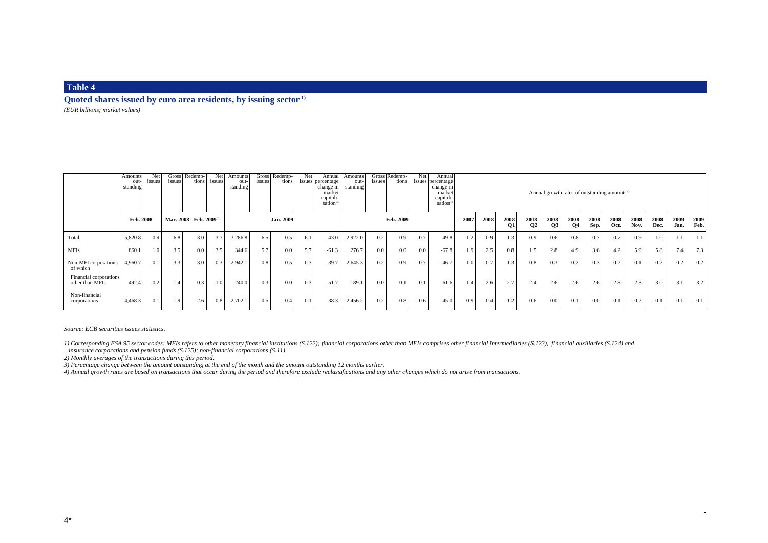## Table 4

**Quoted shares issued by euro area residents, by issuing sector [1)]**

*(EUR billions; market values)*

| | Amounts out-standing | Net issues | Gross issues | Redemp-tions | Net issues | Amounts out-standing | Gross issues | Redemp-tions | Net issues | Annual percentage change in market capitali-sation [3)] | Amounts out-standing | Gross issues | Redemp-tions | Net issues | Annual percentage change in market capitali-sation [3)] | Annual growth rates of outstanding amounts [4)] | | | | | | | | | | | |
|---|---|---|---|---|---|---|---|---|---|---|---|---|---|---|---|---|---|---|---|---|---|---|---|---|---|---|---|
| | Feb. 2008 | | Mar. 2008 - Feb. 2009 [2)] | | | Jan. 2009 | | | | | Feb. 2009 | | | | | 2007 | 2008 | 2008 Q1 | 2008 Q2 | 2008 Q3 | 2008 Q4 | 2008 Sep. | 2008 Oct. | 2008 Nov. | 2008 Dec. | 2009 Jan. | 2009 Feb. |
| Total | 5,820.8 | 0.9 | 6.8 | 3.0 | 3.7 | 3,286.8 | 6.5 | 0.5 | 6.1 | -43.0 | 2,922.0 | 0.2 | 0.9 | -0.7 | -49.8 | 1.2 | 0.9 | 1.3 | 0.9 | 0.6 | 0.8 | 0.7 | 0.7 | 0.9 | 1.0 | 1.1 | 1.1 |
| MFIs | 860.1 | 1.0 | 3.5 | 0.0 | 3.5 | 344.6 | 5.7 | 0.0 | 5.7 | -61.3 | 276.7 | 0.0 | 0.0 | 0.0 | -67.8 | 1.9 | 2.5 | 0.8 | 1.5 | 2.8 | 4.9 | 3.6 | 4.2 | 5.9 | 5.8 | 7.4 | 7.3 |
| Non-MFI corporations of which | 4,960.7 | -0.1 | 3.3 | 3.0 | 0.3 | 2,942.1 | 0.8 | 0.5 | 0.3 | -39.7 | 2,645.3 | 0.2 | 0.9 | -0.7 | -46.7 | 1.0 | 0.7 | 1.3 | 0.8 | 0.3 | 0.2 | 0.3 | 0.2 | 0.1 | 0.2 | 0.2 | 0.2 |
| Financial corporations other than MFIs | 492.4 | -0.2 | 1.4 | 0.3 | 1.0 | 240.0 | 0.3 | 0.0 | 0.3 | -51.7 | 189.1 | 0.0 | 0.1 | -0.1 | -61.6 | 1.4 | 2.6 | 2.7 | 2.4 | 2.6 | 2.6 | 2.6 | 2.8 | 2.3 | 3.0 | 3.1 | 3.2 |
| Non-financial corporations | 4,468.3 | 0.1 | 1.9 | 2.6 | -0.8 | 2,702.1 | 0.5 | 0.4 | 0.1 | -38.3 | 2,456.2 | 0.2 | 0.8 | -0.6 | -45.0 | 0.9 | 0.4 | 1.2 | 0.6 | 0.0 | -0.1 | 0.0 | -0.1 | -0.2 | -0.1 | -0.1 | -0.1 |

*Source: ECB securities issues statistics.*

*1) Corresponding ESA 95 sector codes: MFIs refers to other monetary financial institutions (S.122); financial corporations other than MFIs comprises other financial intermediaries (S.123), financial auxiliaries (S.124) and insurance corporations and pension funds (S.125); non-financial corporations (S.11).*

*2) Monthly averages of the transactions during this period.*

*3) Percentage change between the amount outstanding at the end of the month and the amount outstanding 12 months earlier.*

*4) Annual growth rates are based on transactions that occur during the period and therefore exclude reclassifications and any other changes which do not arise from transactions.*